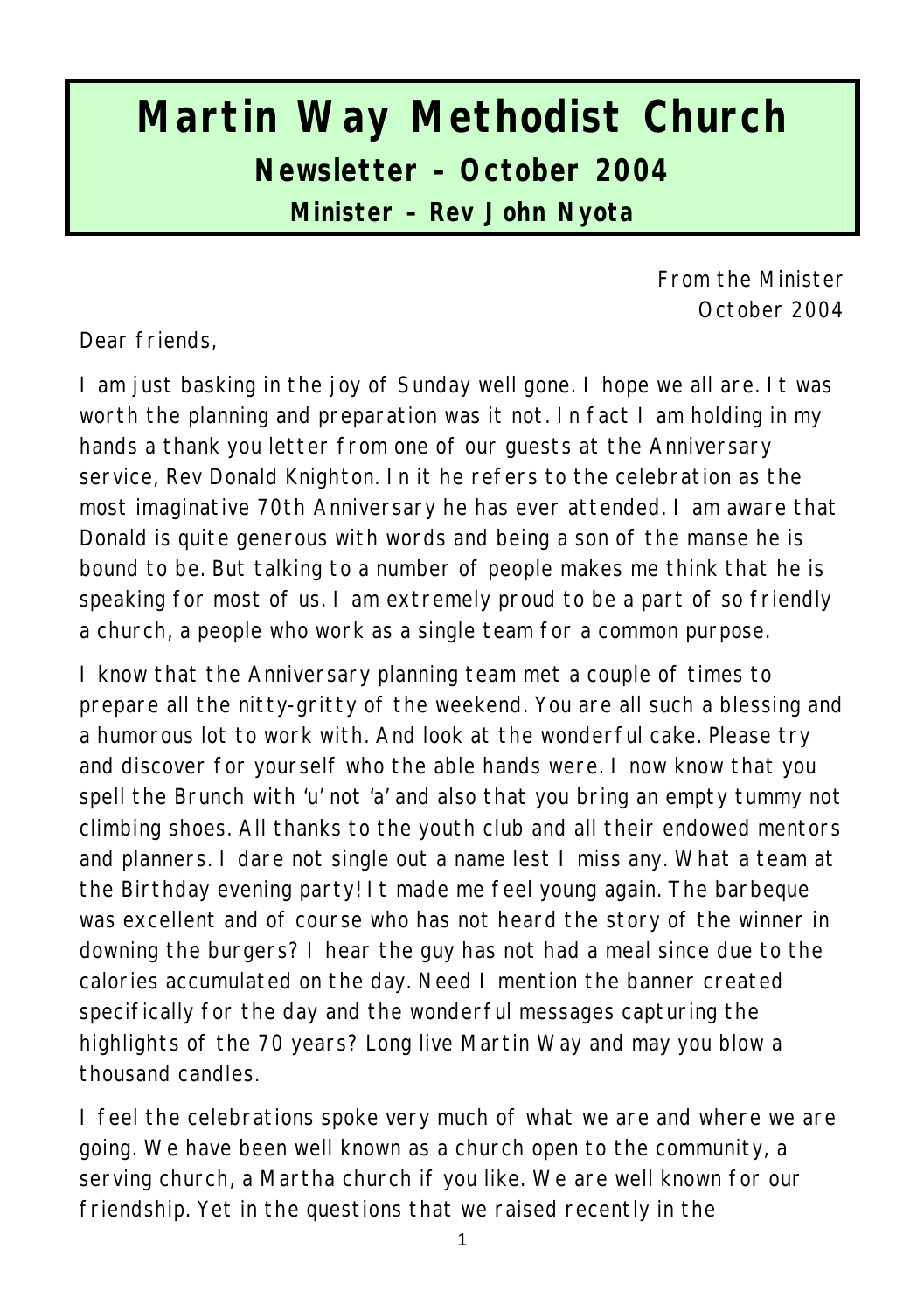# Martin Way Methodist Church

## Newsletter – October 2004

### Minister – Rev John Nyota

From the Minister
October 2004

Dear friends,

I am just basking in the joy of Sunday well gone. I hope we all are. It was worth the planning and preparation was it not. In fact I am holding in my hands a thank you letter from one of our guests at the Anniversary service, Rev Donald Knighton. In it he refers to the celebration as the most imaginative 70th Anniversary he has ever attended. I am aware that Donald is quite generous with words and being a son of the manse he is bound to be. But talking to a number of people makes me think that he is speaking for most of us. I am extremely proud to be a part of so friendly a church, a people who work as a single team for a common purpose.

I know that the Anniversary planning team met a couple of times to prepare all the nitty-gritty of the weekend. You are all such a blessing and a humorous lot to work with. And look at the wonderful cake. Please try and discover for yourself who the able hands were. I now know that you spell the Brunch with 'u' not 'a' and also that you bring an empty tummy not climbing shoes. All thanks to the youth club and all their endowed mentors and planners. I dare not single out a name lest I miss any. What a team at the Birthday evening party! It made me feel young again. The barbeque was excellent and of course who has not heard the story of the winner in downing the burgers? I hear the guy has not had a meal since due to the calories accumulated on the day. Need I mention the banner created specifically for the day and the wonderful messages capturing the highlights of the 70 years? Long live Martin Way and may you blow a thousand candles.

I feel the celebrations spoke very much of what we are and where we are going. We have been well known as a church open to the community, a serving church, a Martha church if you like. We are well known for our friendship. Yet in the questions that we raised recently in the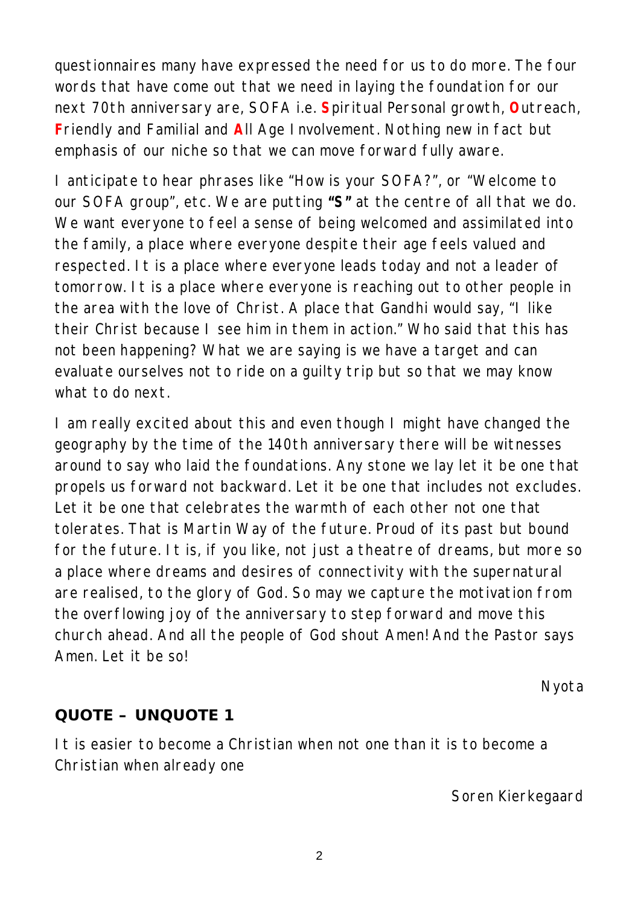questionnaires many have expressed the need for us to do more. The four words that have come out that we need in laying the foundation for our next 70th anniversary are, SOFA i.e. **S**piritual Personal growth, **O**utreach, **F**riendly and Familial and **A**ll Age Involvement. Nothing new in fact but emphasis of our niche so that we can move forward fully aware.

I anticipate to hear phrases like "How is your SOFA?", or "Welcome to our SOFA group", etc. We are putting **"S"** at the centre of all that we do. We want everyone to feel a sense of being welcomed and assimilated into the family, a place where everyone despite their age feels valued and respected. It is a place where everyone leads today and not a leader of tomorrow. It is a place where everyone is reaching out to other people in the area with the love of Christ. A place that Gandhi would say, "I like their Christ because I see him in them in action." Who said that this has not been happening? What we are saying is we have a target and can evaluate ourselves not to ride on a guilty trip but so that we may know what to do next.

I am really excited about this and even though I might have changed the geography by the time of the 140th anniversary there will be witnesses around to say who laid the foundations. Any stone we lay let it be one that propels us forward not backward. Let it be one that includes not excludes. Let it be one that celebrates the warmth of each other not one that tolerates. That is Martin Way of the future. Proud of its past but bound for the future. It is, if you like, not just a theatre of dreams, but more so a place where dreams and desires of connectivity with the supernatural are realised, to the glory of God. So may we capture the motivation from the overflowing joy of the anniversary to step forward and move this church ahead. And all the people of God shout Amen! And the Pastor says Amen. Let it be so!

Nyota

## QUOTE – UNQUOTE 1

It is easier to become a Christian when not one than it is to become a Christian when already one

Soren Kierkegaard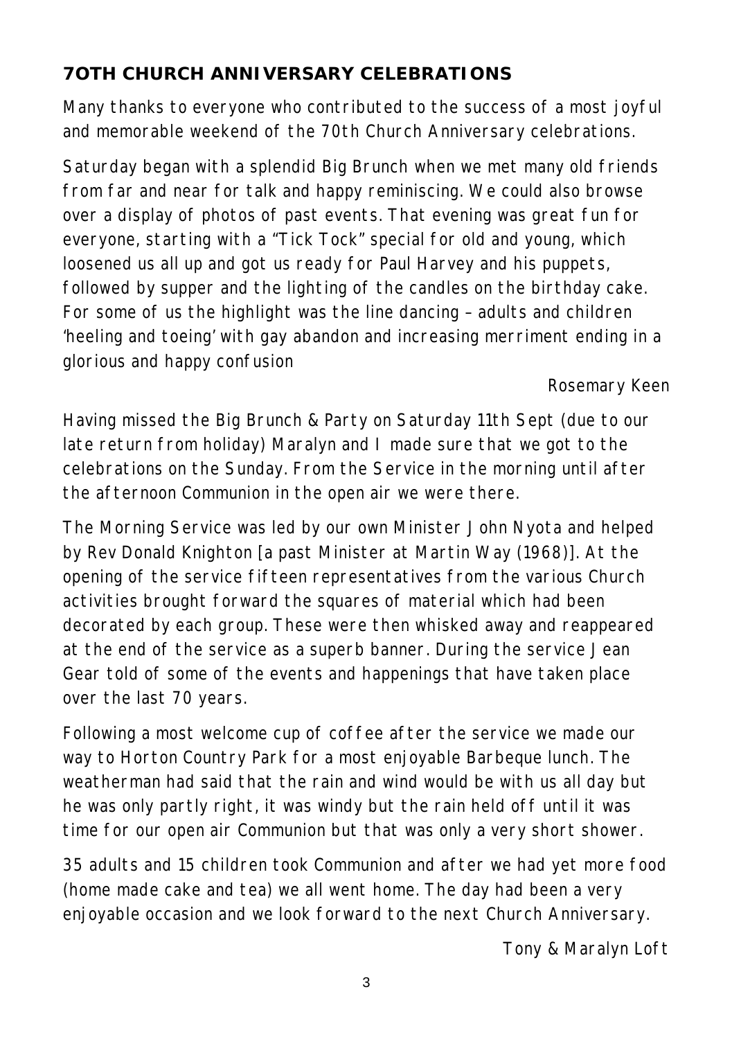## 7OTH CHURCH ANNIVERSARY CELEBRATIONS

Many thanks to everyone who contributed to the success of a most joyful and memorable weekend of the 70th Church Anniversary celebrations.

Saturday began with a splendid Big Brunch when we met many old friends from far and near for talk and happy reminiscing. We could also browse over a display of photos of past events. That evening was great fun for everyone, starting with a "Tick Tock" special for old and young, which loosened us all up and got us ready for Paul Harvey and his puppets, followed by supper and the lighting of the candles on the birthday cake. For some of us the highlight was the line dancing – adults and children 'heeling and toeing' with gay abandon and increasing merriment ending in a glorious and happy confusion

Rosemary Keen

Having missed the Big Brunch & Party on Saturday 11th Sept (due to our late return from holiday) Maralyn and I made sure that we got to the celebrations on the Sunday. From the Service in the morning until after the afternoon Communion in the open air we were there.

The Morning Service was led by our own Minister John Nyota and helped by Rev Donald Knighton [a past Minister at Martin Way (1968)]. At the opening of the service fifteen representatives from the various Church activities brought forward the squares of material which had been decorated by each group. These were then whisked away and reappeared at the end of the service as a superb banner. During the service Jean Gear told of some of the events and happenings that have taken place over the last 70 years.

Following a most welcome cup of coffee after the service we made our way to Horton Country Park for a most enjoyable Barbeque lunch. The weatherman had said that the rain and wind would be with us all day but he was only partly right, it was windy but the rain held off until it was time for our open air Communion but that was only a very short shower.

35 adults and 15 children took Communion and after we had yet more food (home made cake and tea) we all went home. The day had been a very enjoyable occasion and we look forward to the next Church Anniversary.

Tony & Maralyn Loft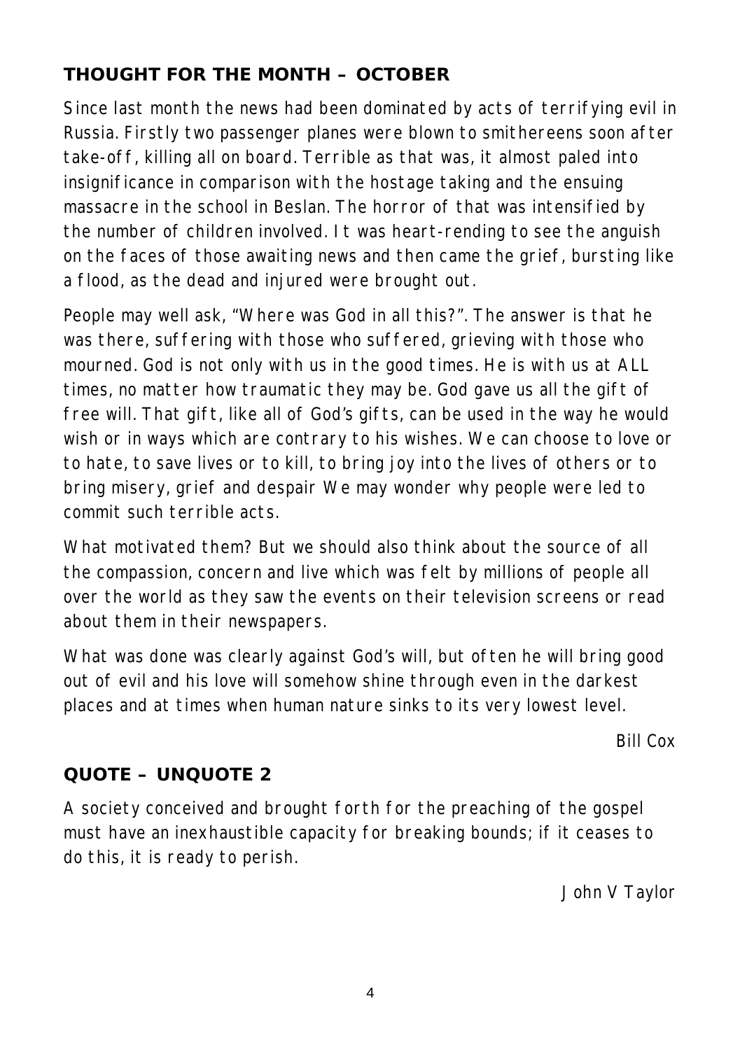## THOUGHT FOR THE MONTH – OCTOBER

Since last month the news had been dominated by acts of terrifying evil in Russia. Firstly two passenger planes were blown to smithereens soon after take-off, killing all on board. Terrible as that was, it almost paled into insignificance in comparison with the hostage taking and the ensuing massacre in the school in Beslan. The horror of that was intensified by the number of children involved. It was heart-rending to see the anguish on the faces of those awaiting news and then came the grief, bursting like a flood, as the dead and injured were brought out.

People may well ask, "Where was God in all this?". The answer is that he was there, suffering with those who suffered, grieving with those who mourned. God is not only with us in the good times. He is with us at ALL times, no matter how traumatic they may be. God gave us all the gift of free will. That gift, like all of God's gifts, can be used in the way he would wish or in ways which are contrary to his wishes. We can choose to love or to hate, to save lives or to kill, to bring joy into the lives of others or to bring misery, grief and despair We may wonder why people were led to commit such terrible acts.

What motivated them? But we should also think about the source of all the compassion, concern and live which was felt by millions of people all over the world as they saw the events on their television screens or read about them in their newspapers.

What was done was clearly against God's will, but often he will bring good out of evil and his love will somehow shine through even in the darkest places and at times when human nature sinks to its very lowest level.

*Bill Cox*

## QUOTE – UNQUOTE 2

A society conceived and brought forth for the preaching of the gospel must have an inexhaustible capacity for breaking bounds; if it ceases to do this, it is ready to perish.

*John V Taylor*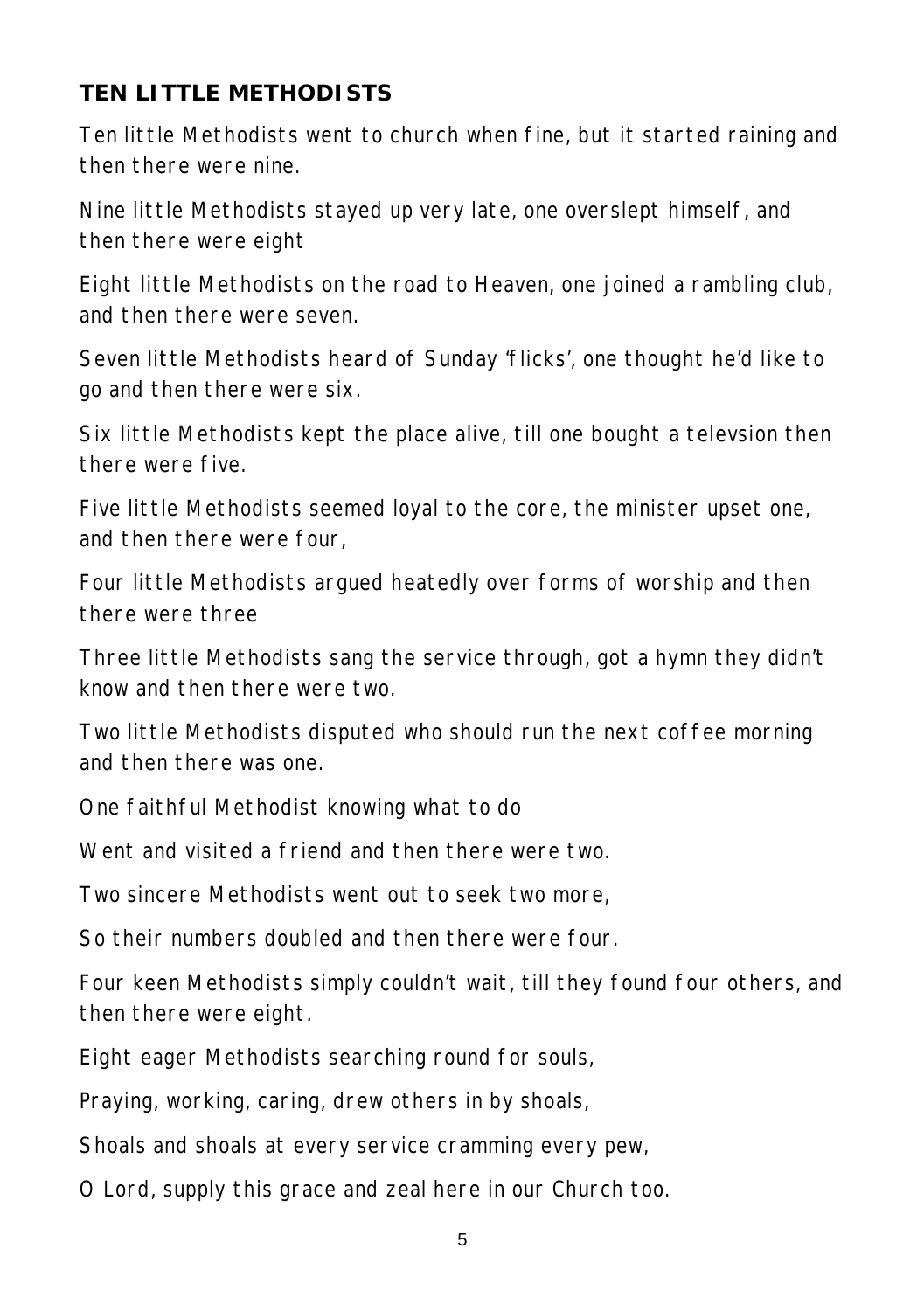**TEN LITTLE METHODISTS**

Ten little Methodists went to church when fine, but it started raining and then there were nine.

Nine little Methodists stayed up very late, one overslept himself, and then there were eight

Eight little Methodists on the road to Heaven, one joined a rambling club, and then there were seven.

Seven little Methodists heard of Sunday 'flicks', one thought he'd like to go and then there were six.

Six little Methodists kept the place alive, till one bought a televsion then there were five.

Five little Methodists seemed loyal to the core, the minister upset one, and then there were four,

Four little Methodists argued heatedly over forms of worship and then there were three

Three little Methodists sang the service through, got a hymn they didn't know and then there were two.

Two little Methodists disputed who should run the next coffee morning and then there was one.

One faithful Methodist knowing what to do

Went and visited a friend and then there were two.

Two sincere Methodists went out to seek two more,

So their numbers doubled and then there were four.

Four keen Methodists simply couldn't wait, till they found four others, and then there were eight.

Eight eager Methodists searching round for souls,

Praying, working, caring, drew others in by shoals,

Shoals and shoals at every service cramming every pew,

O Lord, supply this grace and zeal here in our Church too.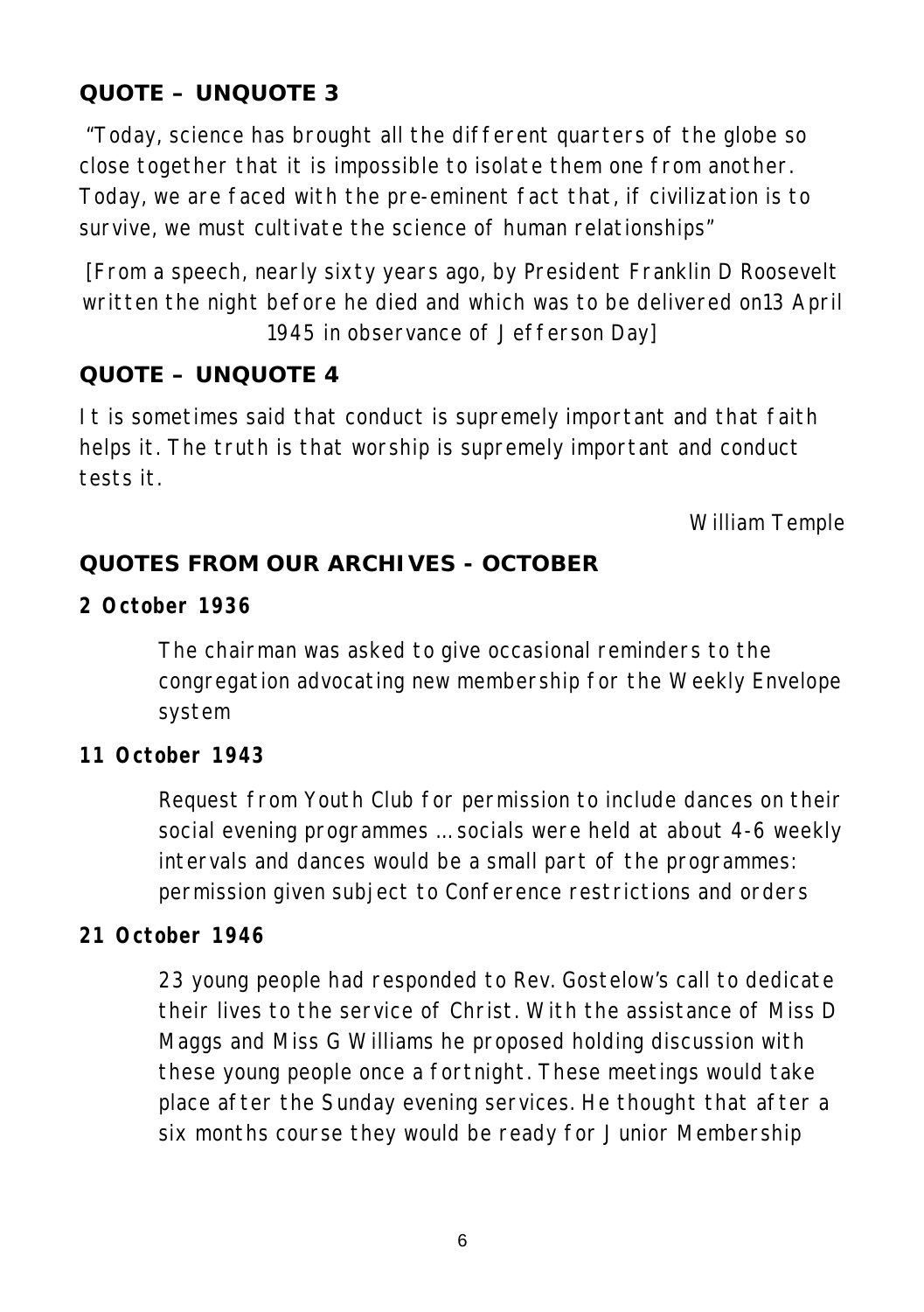## QUOTE – UNQUOTE 3

"Today, science has brought all the different quarters of the globe so close together that it is impossible to isolate them one from another. Today, we are faced with the pre-eminent fact that, if civilization is to survive, we must cultivate the science of human relationships"

[From a speech, nearly sixty years ago, by President Franklin D Roosevelt written the night before he died and which was to be delivered on13 April 1945 in observance of Jefferson Day]

## QUOTE – UNQUOTE 4

It is sometimes said that conduct is supremely important and that faith helps it. The truth is that worship is supremely important and conduct tests it.

William Temple

## QUOTES FROM OUR ARCHIVES - OCTOBER

**2 October 1936**

The chairman was asked to give occasional reminders to the congregation advocating new membership for the Weekly Envelope system

**11 October 1943**

Request from Youth Club for permission to include dances on their social evening programmes … socials were held at about 4-6 weekly intervals and dances would be a small part of the programmes: permission given subject to Conference restrictions and orders

**21 October 1946**

23 young people had responded to Rev. Gostelow's call to dedicate their lives to the service of Christ. With the assistance of Miss D Maggs and Miss G Williams he proposed holding discussion with these young people once a fortnight. These meetings would take place after the Sunday evening services. He thought that after a six months course they would be ready for Junior Membership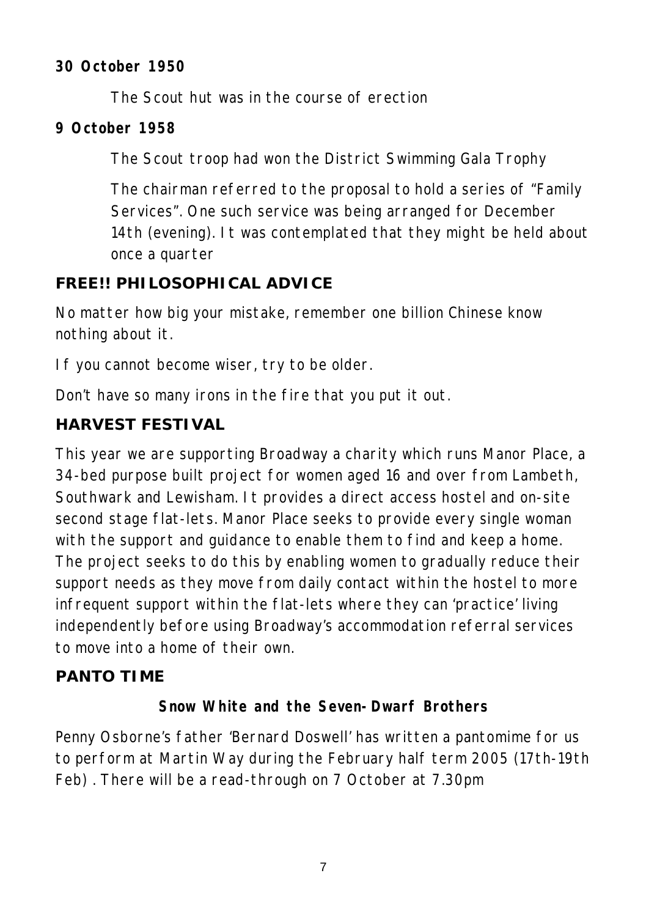**30 October 1950**

The Scout hut was in the course of erection

**9 October 1958**

The Scout troop had won the District Swimming Gala Trophy

The chairman referred to the proposal to hold a series of "Family Services". One such service was being arranged for December 14th (evening). It was contemplated that they might be held about once a quarter

## FREE!! PHILOSOPHICAL ADVICE

No matter how big your mistake, remember one billion Chinese know nothing about it.

If you cannot become wiser, try to be older.

Don't have so many irons in the fire that you put it out.

## HARVEST FESTIVAL

This year we are supporting Broadway a charity which runs Manor Place, a 34-bed purpose built project for women aged 16 and over from Lambeth, Southwark and Lewisham. It provides a direct access hostel and on-site second stage flat-lets. Manor Place seeks to provide every single woman with the support and guidance to enable them to find and keep a home. The project seeks to do this by enabling women to gradually reduce their support needs as they move from daily contact within the hostel to more infrequent support within the flat-lets where they can 'practice' living independently before using Broadway's accommodation referral services to move into a home of their own.

## PANTO TIME

**Snow White and the Seven-Dwarf Brothers**

Penny Osborne's father 'Bernard Doswell' has written a pantomime for us to perform at Martin Way during the February half term 2005 (17th-19th Feb). There will be a read-through on 7 October at 7.30pm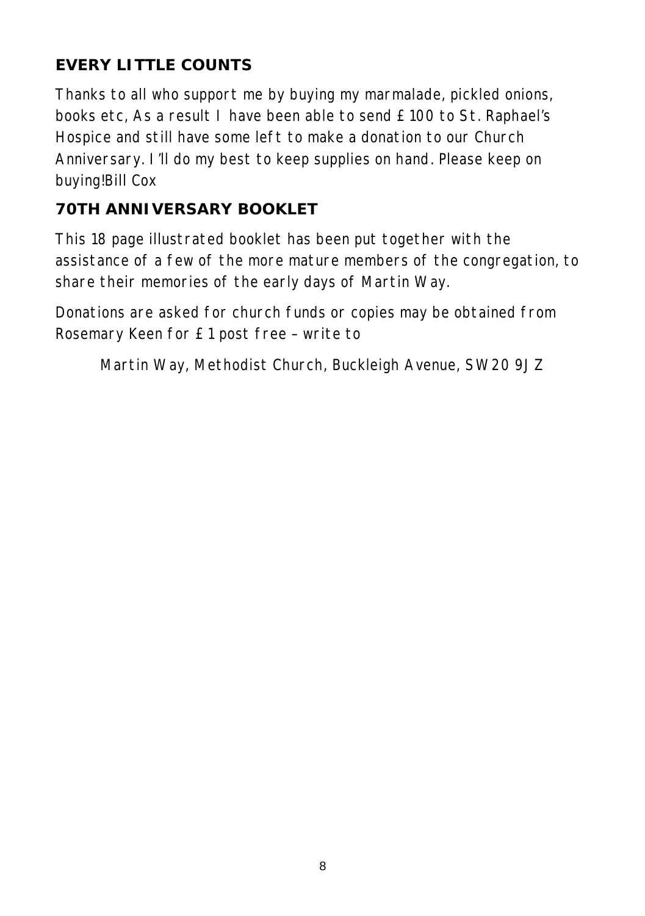## EVERY LITTLE COUNTS

Thanks to all who support me by buying my marmalade, pickled onions, books etc, As a result I have been able to send £100 to St. Raphael's Hospice and still have some left to make a donation to our Church Anniversary. I'll do my best to keep supplies on hand. Please keep on buying!Bill Cox

## 70TH ANNIVERSARY BOOKLET

This 18 page illustrated booklet has been put together with the assistance of a few of the more mature members of the congregation, to share their memories of the early days of Martin Way.

Donations are asked for church funds or copies may be obtained from Rosemary Keen for £1 post free – write to

Martin Way, Methodist Church, Buckleigh Avenue, SW20 9JZ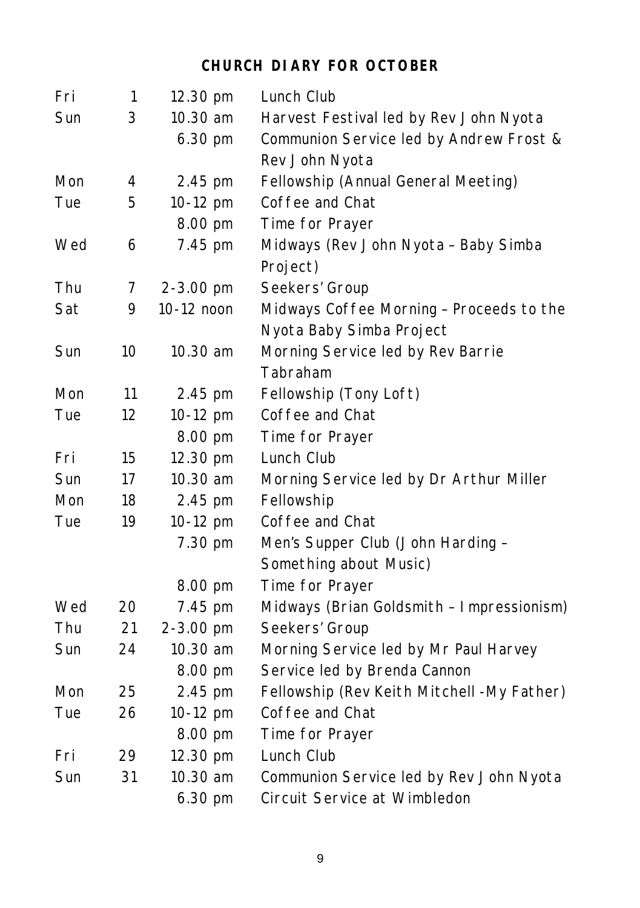## CHURCH DIARY FOR OCTOBER

| | | | |
|---|---|---|---|
| Fri | 1 | 12.30 pm | Lunch Club |
| Sun | 3 | 10.30 am | Harvest Festival led by Rev John Nyota |
| | | 6.30 pm | Communion Service led by Andrew Frost & Rev John Nyota |
| Mon | 4 | 2.45 pm | Fellowship (Annual General Meeting) |
| Tue | 5 | 10-12 pm | Coffee and Chat |
| | | 8.00 pm | Time for Prayer |
| Wed | 6 | 7.45 pm | Midways (Rev John Nyota – Baby Simba Project) |
| Thu | 7 | 2-3.00 pm | Seekers' Group |
| Sat | 9 | 10-12 noon | Midways Coffee Morning – Proceeds to the Nyota Baby Simba Project |
| Sun | 10 | 10.30 am | Morning Service led by Rev Barrie Tabraham |
| Mon | 11 | 2.45 pm | Fellowship (Tony Loft) |
| Tue | 12 | 10-12 pm | Coffee and Chat |
| | | 8.00 pm | Time for Prayer |
| Fri | 15 | 12.30 pm | Lunch Club |
| Sun | 17 | 10.30 am | Morning Service led by Dr Arthur Miller |
| Mon | 18 | 2.45 pm | Fellowship |
| Tue | 19 | 10-12 pm | Coffee and Chat |
| | | 7.30 pm | Men's Supper Club (John Harding – Something about Music) |
| | | 8.00 pm | Time for Prayer |
| Wed | 20 | 7.45 pm | Midways (Brian Goldsmith – Impressionism) |
| Thu | 21 | 2-3.00 pm | Seekers' Group |
| Sun | 24 | 10.30 am | Morning Service led by Mr Paul Harvey |
| | | 8.00 pm | Service led by Brenda Cannon |
| Mon | 25 | 2.45 pm | Fellowship (Rev Keith Mitchell -My Father) |
| Tue | 26 | 10-12 pm | Coffee and Chat |
| | | 8.00 pm | Time for Prayer |
| Fri | 29 | 12.30 pm | Lunch Club |
| Sun | 31 | 10.30 am | Communion Service led by Rev John Nyota |
| | | 6.30 pm | Circuit Service at Wimbledon |